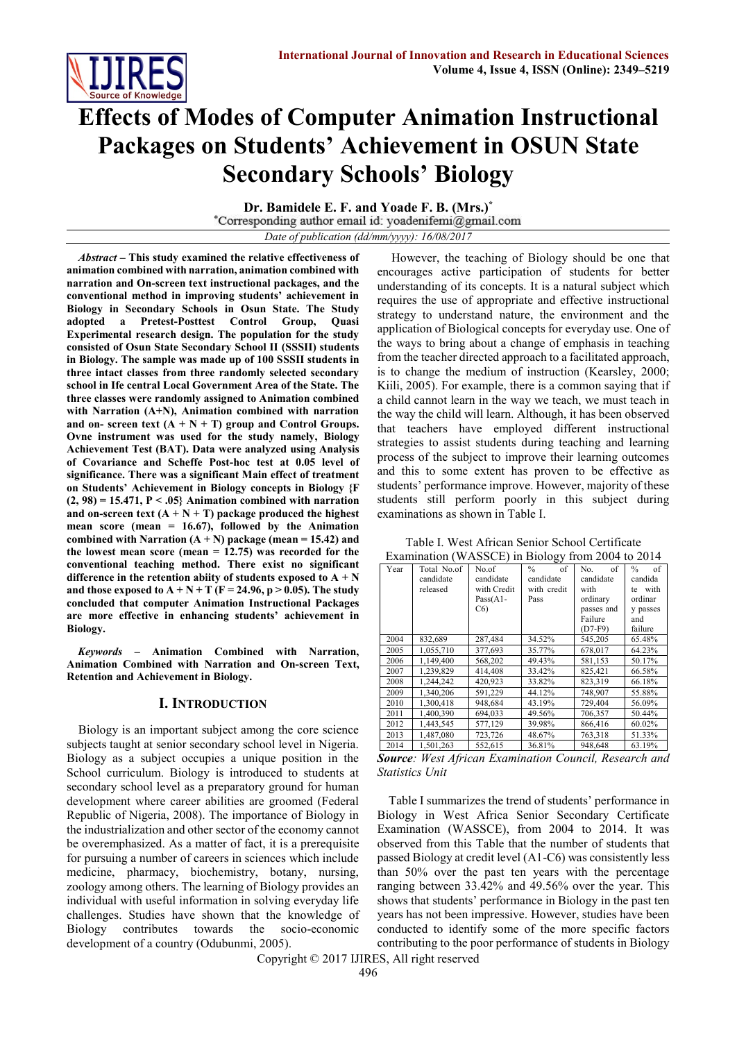# Effects of Modes of Computer Animation Instructional Packages on Students' Achievement in OSUN State Secondary Schools' Biology

**Dr. Bamidele E. F. and Yoade F. B. (Mrs.)***

*Corresponding author email id: yoadenifemi@gmail.com

*Date of publication (dd/mm/yyyy): 16/08/2017*

***Abstract* – This study examined the relative effectiveness of animation combined with narration, animation combined with narration and On-screen text instructional packages, and the conventional method in improving students' achievement in Biology in Secondary Schools in Osun State. The Study adopted a Pretest-Posttest Control Group, Quasi Experimental research design. The population for the study consisted of Osun State Secondary School II (SSSII) students in Biology. The sample was made up of 100 SSSII students in three intact classes from three randomly selected secondary school in Ife central Local Government Area of the State. The three classes were randomly assigned to Animation combined with Narration (A+N), Animation combined with narration and on- screen text (A + N + T) group and Control Groups. Ovne instrument was used for the study namely, Biology Achievement Test (BAT). Data were analyzed using Analysis of Covariance and Scheffe Post-hoc test at 0.05 level of significance. There was a significant Main effect of treatment on Students' Achievement in Biology concepts in Biology {F (2, 98) = 15.471, P < .05} Animation combined with narration and on-screen text (A + N + T) package produced the highest mean score (mean = 16.67), followed by the Animation combined with Narration (A + N) package (mean = 15.42) and the lowest mean score (mean = 12.75) was recorded for the conventional teaching method. There exist no significant difference in the retention abiity of students exposed to A + N and those exposed to A + N + T (F = 24.96, p > 0.05). The study concluded that computer Animation Instructional Packages are more effective in enhancing students' achievement in Biology.**

***Keywords* – Animation Combined with Narration, Animation Combined with Narration and On-screen Text, Retention and Achievement in Biology.**

## I. Introduction

Biology is an important subject among the core science subjects taught at senior secondary school level in Nigeria. Biology as a subject occupies a unique position in the School curriculum. Biology is introduced to students at secondary school level as a preparatory ground for human development where career abilities are groomed (Federal Republic of Nigeria, 2008). The importance of Biology in the industrialization and other sector of the economy cannot be overemphasized. As a matter of fact, it is a prerequisite for pursuing a number of careers in sciences which include medicine, pharmacy, biochemistry, botany, nursing, zoology among others. The learning of Biology provides an individual with useful information in solving everyday life challenges. Studies have shown that the knowledge of Biology contributes towards the socio-economic development of a country (Odubunmi, 2005).

However, the teaching of Biology should be one that encourages active participation of students for better understanding of its concepts. It is a natural subject which requires the use of appropriate and effective instructional strategy to understand nature, the environment and the application of Biological concepts for everyday use. One of the ways to bring about a change of emphasis in teaching from the teacher directed approach to a facilitated approach, is to change the medium of instruction (Kearsley, 2000; Kiili, 2005). For example, there is a common saying that if a child cannot learn in the way we teach, we must teach in the way the child will learn. Although, it has been observed that teachers have employed different instructional strategies to assist students during teaching and learning process of the subject to improve their learning outcomes and this to some extent has proven to be effective as students' performance improve. However, majority of these students still perform poorly in this subject during examinations as shown in Table I.

Table I. West African Senior School Certificate Examination (WASSCE) in Biology from 2004 to 2014

| Year | Total No.of candidate released | No.of candidate with Credit Pass(A1-C6) | % of candidate with credit Pass | No. of candidate with ordinary passes and Failure (D7-F9) | % of candidate with ordinary passes and failure |
|---|---|---|---|---|---|
| 2004 | 832,689 | 287,484 | 34.52% | 545,205 | 65.48% |
| 2005 | 1,055,710 | 377,693 | 35.77% | 678,017 | 64.23% |
| 2006 | 1,149,400 | 568,202 | 49.43% | 581,153 | 50.17% |
| 2007 | 1,239,829 | 414,408 | 33.42% | 825,421 | 66.58% |
| 2008 | 1,244,242 | 420,923 | 33.82% | 823,319 | 66.18% |
| 2009 | 1,340,206 | 591,229 | 44.12% | 748,907 | 55.88% |
| 2010 | 1,300,418 | 948,684 | 43.19% | 729,404 | 56.09% |
| 2011 | 1,400,390 | 694,033 | 49.56% | 706,357 | 50.44% |
| 2012 | 1,443,545 | 577,129 | 39.98% | 866,416 | 60.02% |
| 2013 | 1,487,080 | 723,726 | 48.67% | 763,318 | 51.33% |
| 2014 | 1,501,263 | 552,615 | 36.81% | 948,648 | 63.19% |

***Source**: West African Examination Council, Research and Statistics Unit*

Table I summarizes the trend of students' performance in Biology in West Africa Senior Secondary Certificate Examination (WASSCE), from 2004 to 2014. It was observed from this Table that the number of students that passed Biology at credit level (A1-C6) was consistently less than 50% over the past ten years with the percentage ranging between 33.42% and 49.56% over the year. This shows that students' performance in Biology in the past ten years has not been impressive. However, studies have been conducted to identify some of the more specific factors contributing to the poor performance of students in Biology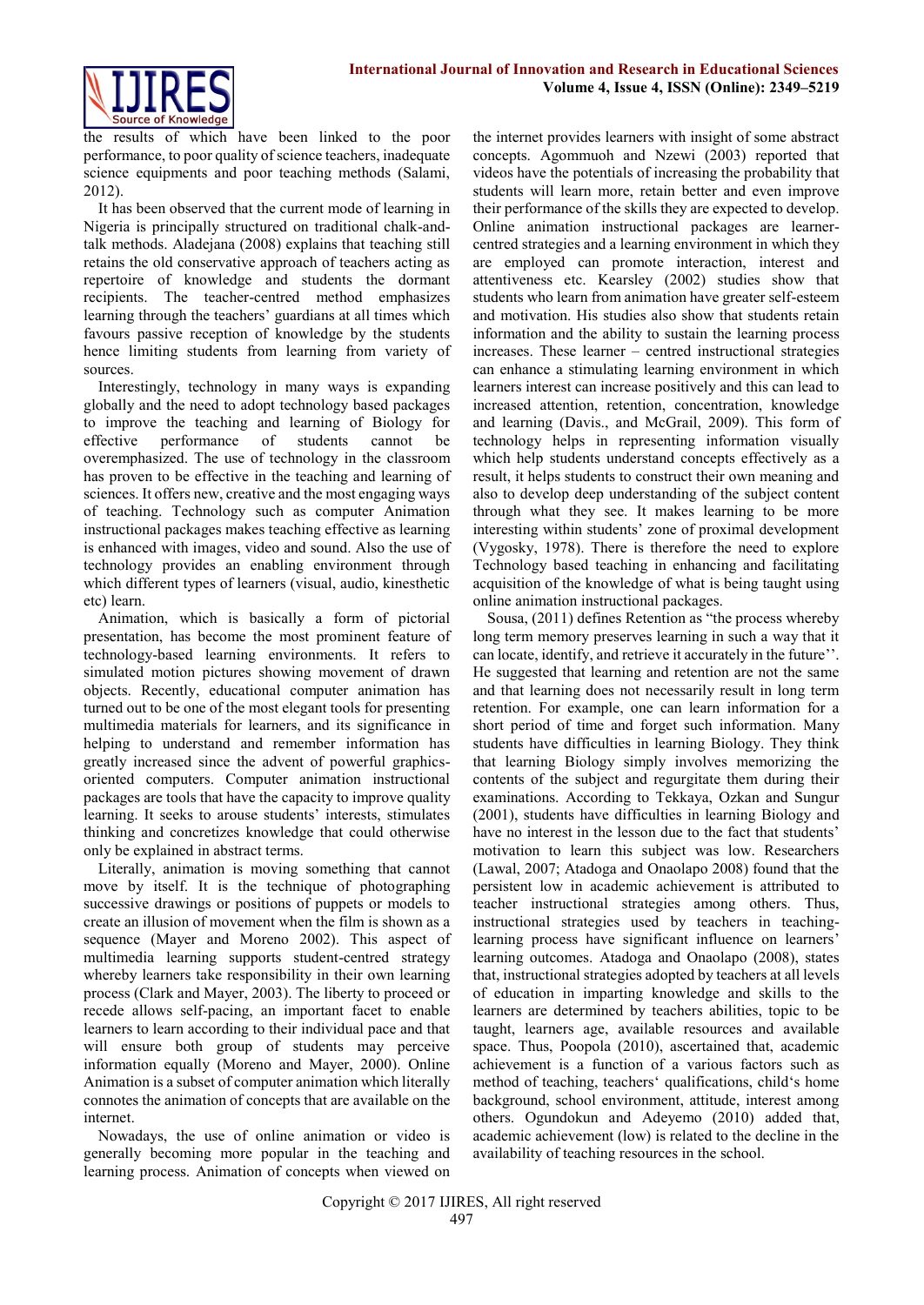the results of which have been linked to the poor performance, to poor quality of science teachers, inadequate science equipments and poor teaching methods (Salami, 2012).

It has been observed that the current mode of learning in Nigeria is principally structured on traditional chalk-and-talk methods. Aladejana (2008) explains that teaching still retains the old conservative approach of teachers acting as repertoire of knowledge and students the dormant recipients. The teacher-centred method emphasizes learning through the teachers' guardians at all times which favours passive reception of knowledge by the students hence limiting students from learning from variety of sources.

Interestingly, technology in many ways is expanding globally and the need to adopt technology based packages to improve the teaching and learning of Biology for effective performance of students cannot be overemphasized. The use of technology in the classroom has proven to be effective in the teaching and learning of sciences. It offers new, creative and the most engaging ways of teaching. Technology such as computer Animation instructional packages makes teaching effective as learning is enhanced with images, video and sound. Also the use of technology provides an enabling environment through which different types of learners (visual, audio, kinesthetic etc) learn.

Animation, which is basically a form of pictorial presentation, has become the most prominent feature of technology-based learning environments. It refers to simulated motion pictures showing movement of drawn objects. Recently, educational computer animation has turned out to be one of the most elegant tools for presenting multimedia materials for learners, and its significance in helping to understand and remember information has greatly increased since the advent of powerful graphics-oriented computers. Computer animation instructional packages are tools that have the capacity to improve quality learning. It seeks to arouse students' interests, stimulates thinking and concretizes knowledge that could otherwise only be explained in abstract terms.

Literally, animation is moving something that cannot move by itself. It is the technique of photographing successive drawings or positions of puppets or models to create an illusion of movement when the film is shown as a sequence (Mayer and Moreno 2002). This aspect of multimedia learning supports student-centred strategy whereby learners take responsibility in their own learning process (Clark and Mayer, 2003). The liberty to proceed or recede allows self-pacing, an important facet to enable learners to learn according to their individual pace and that will ensure both group of students may perceive information equally (Moreno and Mayer, 2000). Online Animation is a subset of computer animation which literally connotes the animation of concepts that are available on the internet.

Nowadays, the use of online animation or video is generally becoming more popular in the teaching and learning process. Animation of concepts when viewed on the internet provides learners with insight of some abstract concepts. Agommuoh and Nzewi (2003) reported that videos have the potentials of increasing the probability that students will learn more, retain better and even improve their performance of the skills they are expected to develop. Online animation instructional packages are learner-centred strategies and a learning environment in which they are employed can promote interaction, interest and attentiveness etc. Kearsley (2002) studies show that students who learn from animation have greater self-esteem and motivation. His studies also show that students retain information and the ability to sustain the learning process increases. These learner – centred instructional strategies can enhance a stimulating learning environment in which learners interest can increase positively and this can lead to increased attention, retention, concentration, knowledge and learning (Davis., and McGrail, 2009). This form of technology helps in representing information visually which help students understand concepts effectively as a result, it helps students to construct their own meaning and also to develop deep understanding of the subject content through what they see. It makes learning to be more interesting within students' zone of proximal development (Vygosky, 1978). There is therefore the need to explore Technology based teaching in enhancing and facilitating acquisition of the knowledge of what is being taught using online animation instructional packages.

Sousa, (2011) defines Retention as "the process whereby long term memory preserves learning in such a way that it can locate, identify, and retrieve it accurately in the future''. He suggested that learning and retention are not the same and that learning does not necessarily result in long term retention. For example, one can learn information for a short period of time and forget such information. Many students have difficulties in learning Biology. They think that learning Biology simply involves memorizing the contents of the subject and regurgitate them during their examinations. According to Tekkaya, Ozkan and Sungur (2001), students have difficulties in learning Biology and have no interest in the lesson due to the fact that students' motivation to learn this subject was low. Researchers (Lawal, 2007; Atadoga and Onaolapo 2008) found that the persistent low in academic achievement is attributed to teacher instructional strategies among others. Thus, instructional strategies used by teachers in teaching-learning process have significant influence on learners' learning outcomes. Atadoga and Onaolapo (2008), states that, instructional strategies adopted by teachers at all levels of education in imparting knowledge and skills to the learners are determined by teachers abilities, topic to be taught, learners age, available resources and available space. Thus, Poopola (2010), ascertained that, academic achievement is a function of a various factors such as method of teaching, teachers' qualifications, child's home background, school environment, attitude, interest among others. Ogundokun and Adeyemo (2010) added that, academic achievement (low) is related to the decline in the availability of teaching resources in the school.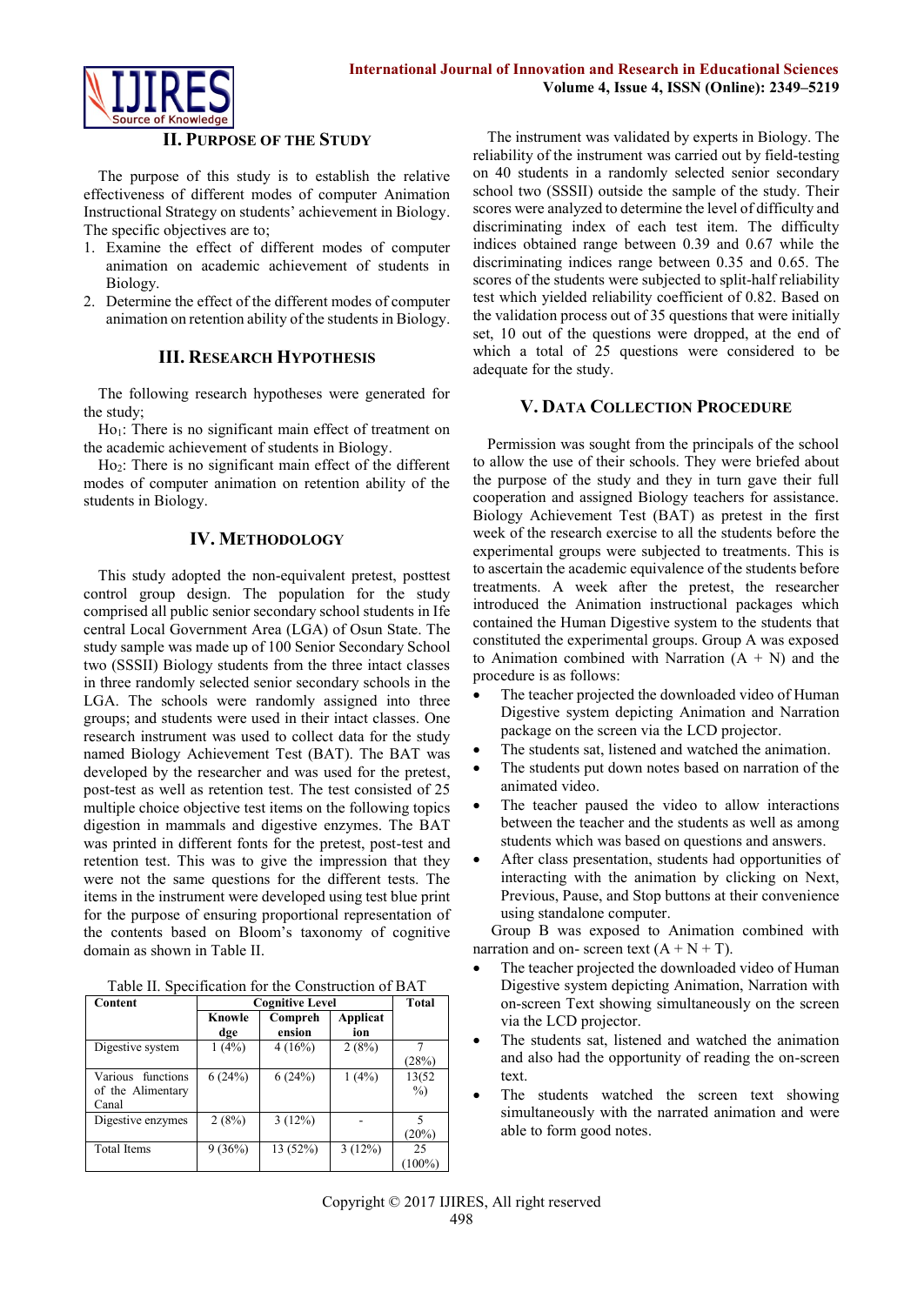## II. Purpose of the Study

The purpose of this study is to establish the relative effectiveness of different modes of computer Animation Instructional Strategy on students' achievement in Biology. The specific objectives are to;

1. Examine the effect of different modes of computer animation on academic achievement of students in Biology.
2. Determine the effect of the different modes of computer animation on retention ability of the students in Biology.

## III. Research Hypothesis

The following research hypotheses were generated for the study;

$Ho_1$: There is no significant main effect of treatment on the academic achievement of students in Biology.

$Ho_2$: There is no significant main effect of the different modes of computer animation on retention ability of the students in Biology.

## IV. Methodology

This study adopted the non-equivalent pretest, posttest control group design. The population for the study comprised all public senior secondary school students in Ife central Local Government Area (LGA) of Osun State. The study sample was made up of 100 Senior Secondary School two (SSSII) Biology students from the three intact classes in three randomly selected senior secondary schools in the LGA. The schools were randomly assigned into three groups; and students were used in their intact classes. One research instrument was used to collect data for the study named Biology Achievement Test (BAT). The BAT was developed by the researcher and was used for the pretest, post-test as well as retention test. The test consisted of 25 multiple choice objective test items on the following topics digestion in mammals and digestive enzymes. The BAT was printed in different fonts for the pretest, post-test and retention test. This was to give the impression that they were not the same questions for the different tests. The items in the instrument were developed using test blue print for the purpose of ensuring proportional representation of the contents based on Bloom's taxonomy of cognitive domain as shown in Table II.

Table II. Specification for the Construction of BAT

| Content | Cognitive Level | | | Total |
|---|---|---|---|---|
| | Knowledge | Comprehension | Application | |
| Digestive system | 1 (4%) | 4 (16%) | 2 (8%) | 7 (28%) |
| Various functions of the Alimentary Canal | 6 (24%) | 6 (24%) | 1 (4%) | 13(52 %) |
| Digestive enzymes | 2 (8%) | 3 (12%) | - | 5 (20%) |
| Total Items | 9 (36%) | 13 (52%) | 3 (12%) | 25 (100%) |

The instrument was validated by experts in Biology. The reliability of the instrument was carried out by field-testing on 40 students in a randomly selected senior secondary school two (SSSII) outside the sample of the study. Their scores were analyzed to determine the level of difficulty and discriminating index of each test item. The difficulty indices obtained range between 0.39 and 0.67 while the discriminating indices range between 0.35 and 0.65. The scores of the students were subjected to split-half reliability test which yielded reliability coefficient of 0.82. Based on the validation process out of 35 questions that were initially set, 10 out of the questions were dropped, at the end of which a total of 25 questions were considered to be adequate for the study.

## V. Data Collection Procedure

Permission was sought from the principals of the school to allow the use of their schools. They were briefed about the purpose of the study and they in turn gave their full cooperation and assigned Biology teachers for assistance. Biology Achievement Test (BAT) as pretest in the first week of the research exercise to all the students before the experimental groups were subjected to treatments. This is to ascertain the academic equivalence of the students before treatments. A week after the pretest, the researcher introduced the Animation instructional packages which contained the Human Digestive system to the students that constituted the experimental groups. Group A was exposed to Animation combined with Narration (A + N) and the procedure is as follows:

- The teacher projected the downloaded video of Human Digestive system depicting Animation and Narration package on the screen via the LCD projector.
- The students sat, listened and watched the animation.
- The students put down notes based on narration of the animated video.
- The teacher paused the video to allow interactions between the teacher and the students as well as among students which was based on questions and answers.
- After class presentation, students had opportunities of interacting with the animation by clicking on Next, Previous, Pause, and Stop buttons at their convenience using standalone computer.

Group B was exposed to Animation combined with narration and on- screen text (A + N + T).

- The teacher projected the downloaded video of Human Digestive system depicting Animation, Narration with on-screen Text showing simultaneously on the screen via the LCD projector.
- The students sat, listened and watched the animation and also had the opportunity of reading the on-screen text.
- The students watched the screen text showing simultaneously with the narrated animation and were able to form good notes.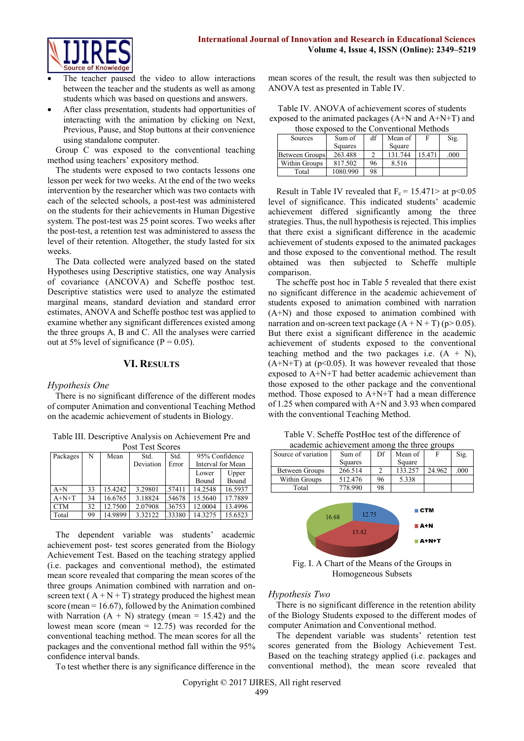- The teacher paused the video to allow interactions between the teacher and the students as well as among students which was based on questions and answers.
- After class presentation, students had opportunities of interacting with the animation by clicking on Next, Previous, Pause, and Stop buttons at their convenience using standalone computer.

Group C was exposed to the conventional teaching method using teachers' expository method.

The students were exposed to two contacts lessons one lesson per week for two weeks. At the end of the two weeks intervention by the researcher which was two contacts with each of the selected schools, a post-test was administered on the students for their achievements in Human Digestive system. The post-test was 25 point scores. Two weeks after the post-test, a retention test was administered to assess the level of their retention. Altogether, the study lasted for six weeks.

The Data collected were analyzed based on the stated Hypotheses using Descriptive statistics, one way Analysis of covariance (ANCOVA) and Scheffe posthoc test. Descriptive statistics were used to analyze the estimated marginal means, standard deviation and standard error estimates, ANOVA and Scheffe posthoc test was applied to examine whether any significant differences existed among the three groups A, B and C. All the analyses were carried out at 5% level of significance (P = 0.05).

## VI. Results

### *Hypothesis One*

There is no significant difference of the different modes of computer Animation and conventional Teaching Method on the academic achievement of students in Biology.

Table III. Descriptive Analysis on Achievement Pre and Post Test Scores

| Packages | N | Mean | Std. Deviation | Std. Error | 95% Confidence Interval for Mean | |
|---|---|---|---|---|---|---|
| | | | | | Lower Bound | Upper Bound |
| A+N | 33 | 15.4242 | 3.29801 | .57411 | 14.2548 | 16.5937 |
| A+N+T | 34 | 16.6765 | 3.18824 | .54678 | 15.5640 | 17.7889 |
| CTM | 32 | 12.7500 | 2.07908 | .36753 | 12.0004 | 13.4996 |
| Total | 99 | 14.9899 | 3.32122 | .33380 | 14.3275 | 15.6523 |

The dependent variable was students' academic achievement post- test scores generated from the Biology Achievement Test. Based on the teaching strategy applied (i.e. packages and conventional method), the estimated mean score revealed that comparing the mean scores of the three groups Animation combined with narration and on-screen text ( A + N + T) strategy produced the highest mean score (mean = 16.67), followed by the Animation combined with Narration (A + N) strategy (mean = 15.42) and the lowest mean score (mean = 12.75) was recorded for the conventional teaching method. The mean scores for all the packages and the conventional method fall within the 95% confidence interval bands.

To test whether there is any significance difference in the mean scores of the result, the result was then subjected to ANOVA test as presented in Table IV.

Table IV. ANOVA of achievement scores of students exposed to the animated packages (A+N and A+N+T) and those exposed to the Conventional Methods

| Sources | Sum of Squares | df | Mean of Square | F | Sig. |
|---|---|---|---|---|---|
| Between Groups | 263.488 | 2 | 131.744 | 15.471 | .000 |
| Within Groups | 817.502 | 96 | 8.516 | | |
| Total | 1080.990 | 98 | | | |

Result in Table IV revealed that $F_c$ = 15.471> at p<0.05 level of significance. This indicated students' academic achievement differed significantly among the three strategies. Thus, the null hypothesis is rejected. This implies that there exist a significant difference in the academic achievement of students exposed to the animated packages and those exposed to the conventional method. The result obtained was then subjected to Scheffe multiple comparison.

The scheffe post hoc in Table 5 revealed that there exist no significant difference in the academic achievement of students exposed to animation combined with narration (A+N) and those exposed to animation combined with narration and on-screen text package (A + N + T) (p> 0.05). But there exist a significant difference in the academic achievement of students exposed to the conventional teaching method and the two packages i.e. (A + N), (A+N+T) at (p<0.05). It was however revealed that those exposed to A+N+T had better academic achievement than those exposed to the other package and the conventional method. Those exposed to A+N+T had a mean difference of 1.25 when compared with A+N and 3.93 when compared with the conventional Teaching Method.

Table V. Scheffe PostHoc test of the difference of academic achievement among the three groups

| Source of variation | Sum of Squares | Df | Mean of Square | F | Sig. |
|---|---|---|---|---|---|
| Between Groups | 266.514 | 2 | 133.257 | 24.962 | .000 |
| Within Groups | 512.476 | 96 | 5.338 | | |
| Total | 778.990 | 98 | | | |

Fig. I. A Chart of the Means of the Groups in Homogeneous Subsets

### *Hypothesis Two*

There is no significant difference in the retention ability of the Biology Students exposed to the different modes of computer Animation and Conventional method.

The dependent variable was students' retention test scores generated from the Biology Achievement Test. Based on the teaching strategy applied (i.e. packages and conventional method), the mean score revealed that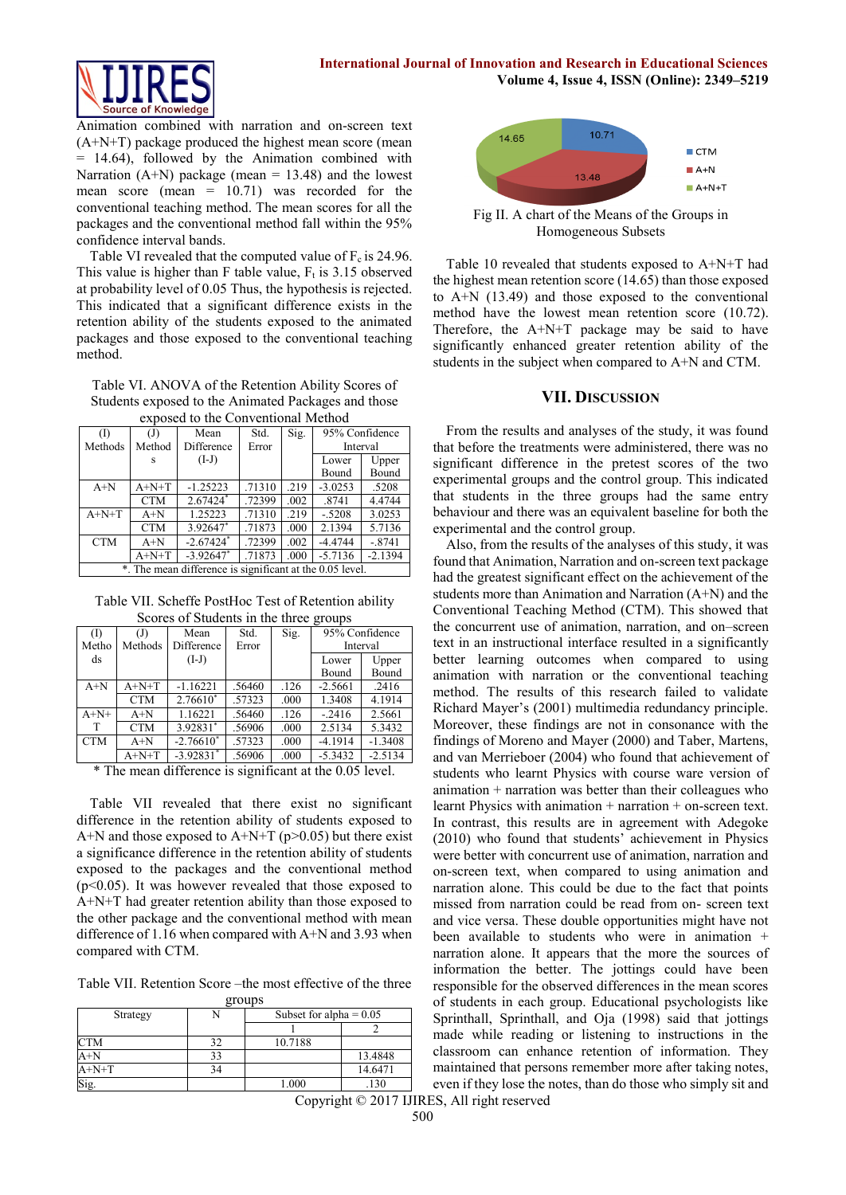Animation combined with narration and on-screen text (A+N+T) package produced the highest mean score (mean = 14.64), followed by the Animation combined with Narration (A+N) package (mean = 13.48) and the lowest mean score (mean = 10.71) was recorded for the conventional teaching method. The mean scores for all the packages and the conventional method fall within the 95% confidence interval bands.

Table VI revealed that the computed value of $F_c$ is 24.96. This value is higher than F table value, $F_t$ is 3.15 observed at probability level of 0.05 Thus, the hypothesis is rejected. This indicated that a significant difference exists in the retention ability of the students exposed to the animated packages and those exposed to the conventional teaching method.

Table VI. ANOVA of the Retention Ability Scores of Students exposed to the Animated Packages and those exposed to the Conventional Method

| (I) Methods | (J) Methods | Mean Difference (I-J) | Std. Error | Sig. | 95% Confidence Interval | |
|---|---|---|---|---|---|---|
| | | | | | Lower Bound | Upper Bound |
| A+N | A+N+T | -1.25223 | .71310 | .219 | -3.0253 | .5208 |
| | CTM | 2.67424* | .72399 | .002 | .8741 | 4.4744 |
| A+N+T | A+N | 1.25223 | .71310 | .219 | -.5208 | 3.0253 |
| | CTM | 3.92647* | .71873 | .000 | 2.1394 | 5.7136 |
| CTM | A+N | -2.67424* | .72399 | .002 | -4.4744 | -.8741 |
| | A+N+T | -3.92647* | .71873 | .000 | -5.7136 | -2.1394 |

*. The mean difference is significant at the 0.05 level.

Table VII. Scheffe PostHoc Test of Retention ability Scores of Students in the three groups

| (I) Methods | (J) Methods | Mean Difference (I-J) | Std. Error | Sig. | 95% Confidence Interval | |
|---|---|---|---|---|---|---|
| | | | | | Lower Bound | Upper Bound |
| A+N | A+N+T | -1.16221 | .56460 | .126 | -2.5661 | .2416 |
| | CTM | 2.76610* | .57323 | .000 | 1.3408 | 4.1914 |
| A+N+T | A+N | 1.16221 | .56460 | .126 | -.2416 | 2.5661 |
| | CTM | 3.92831* | .56906 | .000 | 2.5134 | 5.3432 |
| CTM | A+N | -2.76610* | .57323 | .000 | -4.1914 | -1.3408 |
| | A+N+T | -3.92831* | .56906 | .000 | -5.3432 | -2.5134 |

\* The mean difference is significant at the 0.05 level.

Table VII revealed that there exist no significant difference in the retention ability of students exposed to A+N and those exposed to A+N+T ($p>0.05$) but there exist a significance difference in the retention ability of students exposed to the packages and the conventional method ($p<0.05$). It was however revealed that those exposed to A+N+T had greater retention ability than those exposed to the other package and the conventional method with mean difference of 1.16 when compared with A+N and 3.93 when compared with CTM.

Table VII. Retention Score –the most effective of the three groups

| Strategy | N | Subset for alpha = 0.05 | |
|---|---|---|---|
| | | 1 | 2 |
| CTM | 32 | 10.7188 | |
| A+N | 33 | | 13.4848 |
| A+N+T | 34 | | 14.6471 |
| Sig. | | 1.000 | .130 |

Fig II. A chart of the Means of the Groups in Homogeneous Subsets

Table 10 revealed that students exposed to A+N+T had the highest mean retention score (14.65) than those exposed to A+N (13.49) and those exposed to the conventional method have the lowest mean retention score (10.72). Therefore, the A+N+T package may be said to have significantly enhanced greater retention ability of the students in the subject when compared to A+N and CTM.

## VII. Discussion

From the results and analyses of the study, it was found that before the treatments were administered, there was no significant difference in the pretest scores of the two experimental groups and the control group. This indicated that students in the three groups had the same entry behaviour and there was an equivalent baseline for both the experimental and the control group.

Also, from the results of the analyses of this study, it was found that Animation, Narration and on-screen text package had the greatest significant effect on the achievement of the students more than Animation and Narration (A+N) and the Conventional Teaching Method (CTM). This showed that the concurrent use of animation, narration, and on–screen text in an instructional interface resulted in a significantly better learning outcomes when compared to using animation with narration or the conventional teaching method. The results of this research failed to validate Richard Mayer's (2001) multimedia redundancy principle. Moreover, these findings are not in consonance with the findings of Moreno and Mayer (2000) and Taber, Martens, and van Merrieboer (2004) who found that achievement of students who learnt Physics with course ware version of animation + narration was better than their colleagues who learnt Physics with animation + narration + on-screen text. In contrast, this results are in agreement with Adegoke (2010) who found that students' achievement in Physics were better with concurrent use of animation, narration and on-screen text, when compared to using animation and narration alone. This could be due to the fact that points missed from narration could be read from on- screen text and vice versa. These double opportunities might have not been available to students who were in animation + narration alone. It appears that the more the sources of information the better. The jottings could have been responsible for the observed differences in the mean scores of students in each group. Educational psychologists like Sprinthall, Sprinthall, and Oja (1998) said that jottings made while reading or listening to instructions in the classroom can enhance retention of information. They maintained that persons remember more after taking notes, even if they lose the notes, than do those who simply sit and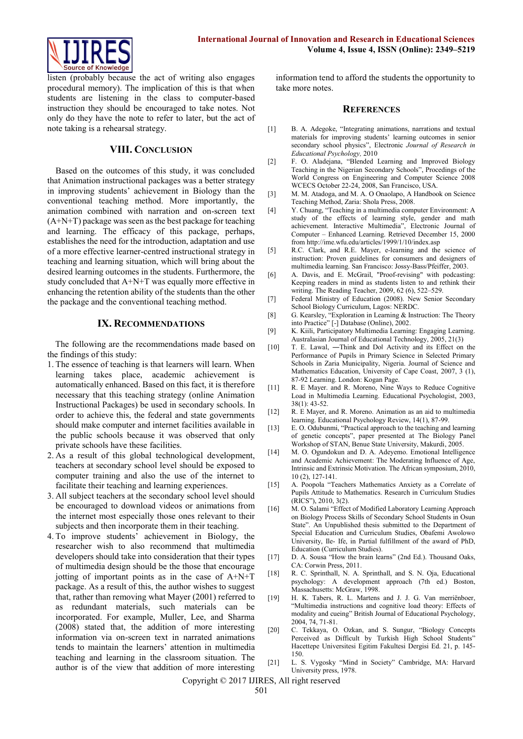listen (probably because the act of writing also engages procedural memory). The implication of this is that when students are listening in the class to computer-based instruction they should be encouraged to take notes. Not only do they have the note to refer to later, but the act of note taking is a rehearsal strategy.

## VIII. Conclusion

Based on the outcomes of this study, it was concluded that Animation instructional packages was a better strategy in improving students' achievement in Biology than the conventional teaching method. More importantly, the animation combined with narration and on-screen text (A+N+T) package was seen as the best package for teaching and learning. The efficacy of this package, perhaps, establishes the need for the introduction, adaptation and use of a more effective learner-centred instructional strategy in teaching and learning situation, which will bring about the desired learning outcomes in the students. Furthermore, the study concluded that A+N+T was equally more effective in enhancing the retention ability of the students than the other the package and the conventional teaching method.

## IX. Recommendations

The following are the recommendations made based on the findings of this study:

1. The essence of teaching is that learners will learn. When learning takes place, academic achievement is automatically enhanced. Based on this fact, it is therefore necessary that this teaching strategy (online Animation Instructional Packages) be used in secondary schools. In order to achieve this, the federal and state governments should make computer and internet facilities available in the public schools because it was observed that only private schools have these facilities.
2. As a result of this global technological development, teachers at secondary school level should be exposed to computer training and also the use of the internet to facilitate their teaching and learning experiences.
3. All subject teachers at the secondary school level should be encouraged to download videos or animations from the internet most especially those ones relevant to their subjects and then incorporate them in their teaching.
4. To improve students' achievement in Biology, the researcher wish to also recommend that multimedia developers should take into consideration that their types of multimedia design should be the those that encourage jotting of important points as in the case of A+N+T package. As a result of this, the author wishes to suggest that, rather than removing what Mayer (2001) referred to as redundant materials, such materials can be incorporated. For example, Muller, Lee, and Sharma (2008) stated that, the addition of more interesting information via on-screen text in narrated animations tends to maintain the learners' attention in multimedia teaching and learning in the classroom situation. The author is of the view that addition of more interesting information tend to afford the students the opportunity to take more notes.

## References

[1] B. A. Adegoke, "Integrating animations, narrations and textual materials for improving students' learning outcomes in senior secondary school physics", Electronic *Journal of Research in Educational Psychology,* 2010

[2] F. O. Aladejana, "Blended Learning and Improved Biology Teaching in the Nigerian Secondary Schools", Procedings of the World Congress on Engineering and Computer Science 2008 WCECS October 22-24, 2008, San Francisco, USA.

[3] M. M. Atadoga, and M. A. O Onaolapo, A Handbook on Science Teaching Method, Zaria: Shola Press, 2008.

[4] Y. Chuang, "Teaching in a multimedia computer Environment: A study of the effects of learning style, gender and math achievement. Interactive Multimedia", Electronic Journal of Computer – Enhanced Learning. Retrieved December 15, 2000 from http://ime.wfu.edu/articles/1999/1/10/index.asp

[5] R.C. Clark, and R.E. Mayer, e-learning and the science of instruction: Proven guidelines for consumers and designers of multimedia learning. San Francisco: Jossy-Bass/Pfeiffer, 2003.

[6] A. Davis, and E. McGrail, "Proof-revising" with podcasting: Keeping readers in mind as students listen to and rethink their writing. The Reading Teacher, 2009, 62 (6), 522–529.

[7] Federal Ministry of Education (2008). New Senior Secondary School Biology Curriculum, Lagos: NERDC.

[8] G. Kearsley, "Exploration in Learning & Instruction: The Theory into Practice" [-] Database (Online), 2002.

[9] K. Kiili, Participatory Multimedia Learning: Engaging Learning. Australasian Journal of Educational Technology, 2005, 21(3)

[10] T. E. Lawal, ―Think and Do‖ Activity and its Effect on the Performance of Pupils in Primary Science in Selected Primary Schools in Zaria Municipality, Nigeria. Journal of Science and Mathematics Education, University of Cape Coast, 2007, 3 (1), 87-92 Learning. London: Kogan Page.

[11] R. E Mayer. and R. Moreno, Nine Ways to Reduce Cognitive Load in Multimedia Learning. Educational Psychologist, 2003, 38(1): 43-52.

[12] R. E Mayer, and R. Moreno. Animation as an aid to multimedia learning. Educational Psychology Review, 14(1), 87-99.

[13] E. O. Odubunmi, "Practical approach to the teaching and learning of genetic concepts", paper presented at The Biology Panel Workshop of STAN, Benue State University, Makurdi, 2005.

[14] M. O. Ogundokun and D. A. Adeyemo. Emotional Intelligence and Academic Achievement: The Moderating Influence of Age, Intrinsic and Extrinsic Motivation. The African symposium, 2010, 10 (2), 127-141.

[15] A. Poopola "Teachers Mathematics Anxiety as a Correlate of Pupils Attitude to Mathematics. Research in Curriculum Studies (RICS)", 2010, 3(2).

[16] M. O. Salami "Effect of Modified Laboratory Learning Approach on Biology Process Skills of Secondary School Students in Osun State". An Unpublished thesis submitted to the Department of Special Education and Curriculum Studies, Obafemi Awolowo University, Ile- Ife, in Partial fulfillment of the award of PhD, Education (Curriculum Studies).

[17] D. A. Sousa "How the brain learns" (2nd Ed.). Thousand Oaks, CA: Corwin Press, 2011.

[18] R. C. Sprinthall, N. A. Sprinthall, and S. N. Oja, Educational psychology: A development approach (7th ed.) Boston, Massachusetts: McGraw, 1998.

[19] H. K. Tabers, R. L. Martens and J. J. G. Van merriënboer, "Multimedia instructions and cognitive load theory: Effects of modality and cueing" British Journal of Educational Psychology, 2004, 74, 71-81.

[20] C. Tekkaya, O. Ozkan, and S. Sungur, "Biology Concepts Perceived as Difficult by Turkish High School Students" Hacettepe Universitesi Egitim Fakultesi Dergisi Ed. 21, p. 145-150.

[21] L. S. Vygosky "Mind in Society" Cambridge, MA: Harvard University press, 1978.

Copyright © 2017 IJIRES, All right reserved